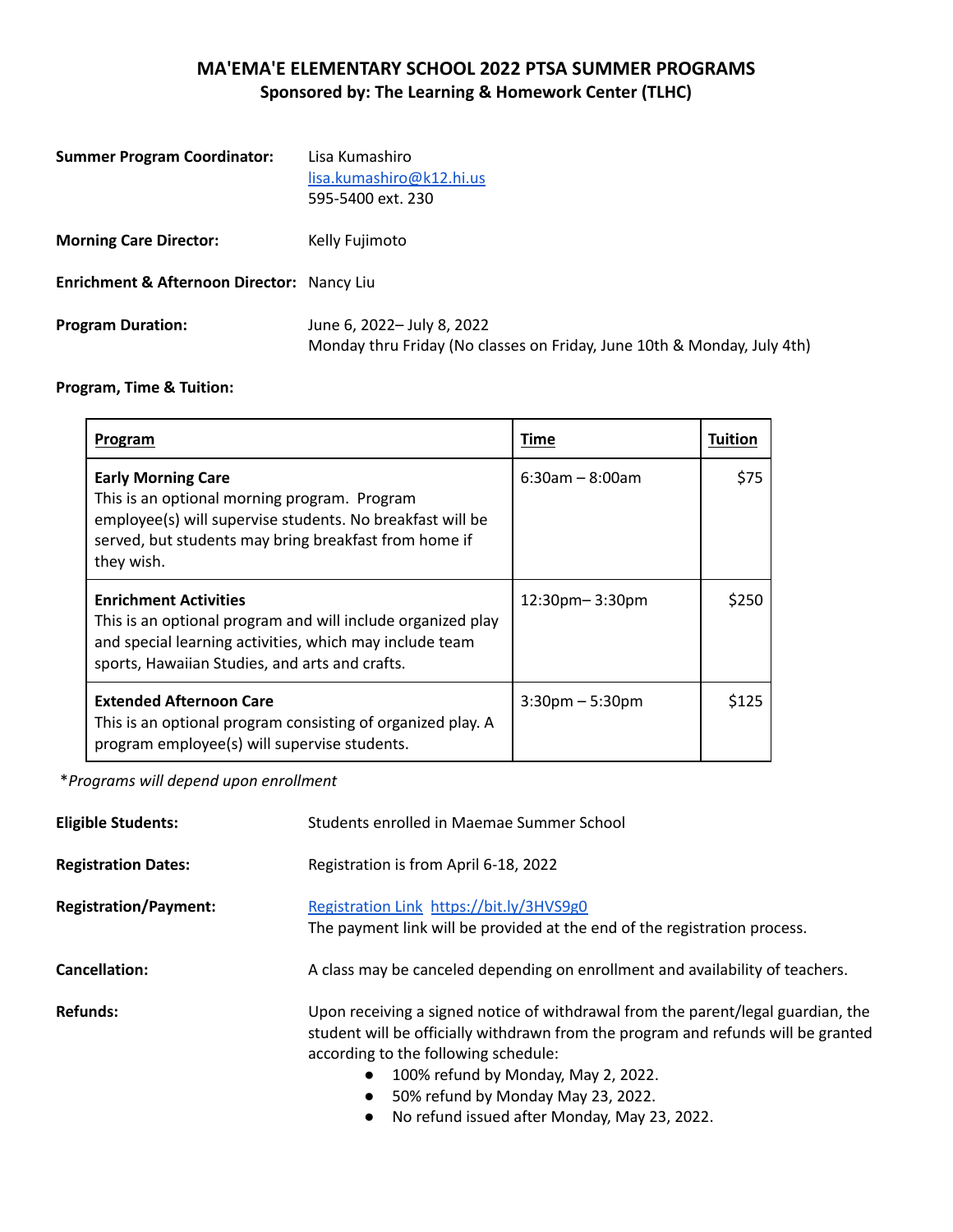# MA'EMA'E ELEMENTARY SCHOOL 2022 PTSA SUMMER PROGRAMS

## Sponsored by: The Learning & Homework Center (TLHC)

**Summer Program Coordinator:** Lisa Kumashiro
[lisa.kumashiro@k12.hi.us](mailto:lisa.kumashiro@k12.hi.us)
595-5400 ext. 230

**Morning Care Director:** Kelly Fujimoto

**Enrichment & Afternoon Director:** Nancy Liu

**Program Duration:** June 6, 2022– July 8, 2022
Monday thru Friday (No classes on Friday, June 10th & Monday, July 4th)

**Program, Time & Tuition:**

| Program | Time | Tuition |
|---|---|---|
| **Early Morning Care**<br>This is an optional morning program. Program employee(s) will supervise students. No breakfast will be served, but students may bring breakfast from home if they wish. | 6:30am – 8:00am | $75 |
| **Enrichment Activities**<br>This is an optional program and will include organized play and special learning activities, which may include team sports, Hawaiian Studies, and arts and crafts. | 12:30pm– 3:30pm | $250 |
| **Extended Afternoon Care**<br>This is an optional program consisting of organized play. A program employee(s) will supervise students. | 3:30pm – 5:30pm | $125 |

*\*Programs will depend upon enrollment*

**Eligible Students:** Students enrolled in Maemae Summer School

**Registration Dates:** Registration is from April 6-18, 2022

**Registration/Payment:** [Registration Link](https://bit.ly/3HVS9g0) [https://bit.ly/3HVS9g0](https://bit.ly/3HVS9g0)
The payment link will be provided at the end of the registration process.

**Cancellation:** A class may be canceled depending on enrollment and availability of teachers.

**Refunds:** Upon receiving a signed notice of withdrawal from the parent/legal guardian, the student will be officially withdrawn from the program and refunds will be granted according to the following schedule:

- 100% refund by Monday, May 2, 2022.
- 50% refund by Monday May 23, 2022.
- No refund issued after Monday, May 23, 2022.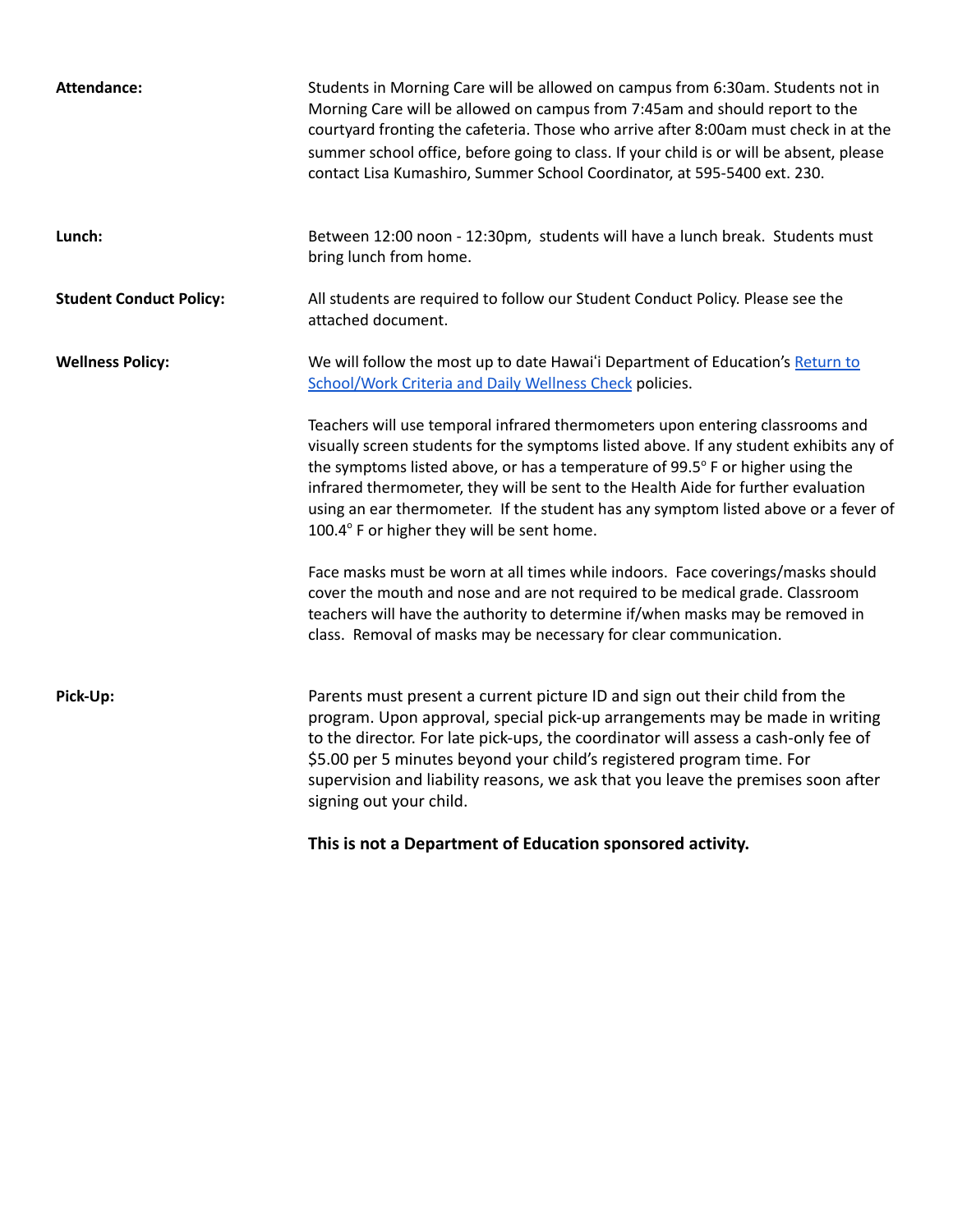**Attendance:** Students in Morning Care will be allowed on campus from 6:30am. Students not in Morning Care will be allowed on campus from 7:45am and should report to the courtyard fronting the cafeteria. Those who arrive after 8:00am must check in at the summer school office, before going to class. If your child is or will be absent, please contact Lisa Kumashiro, Summer School Coordinator, at 595-5400 ext. 230.

**Lunch:** Between 12:00 noon - 12:30pm, students will have a lunch break. Students must bring lunch from home.

**Student Conduct Policy:** All students are required to follow our Student Conduct Policy. Please see the attached document.

**Wellness Policy:** We will follow the most up to date Hawaiʻi Department of Education's [Return to School/Work Criteria and Daily Wellness Check] policies.

Teachers will use temporal infrared thermometers upon entering classrooms and visually screen students for the symptoms listed above. If any student exhibits any of the symptoms listed above, or has a temperature of 99.5° F or higher using the infrared thermometer, they will be sent to the Health Aide for further evaluation using an ear thermometer. If the student has any symptom listed above or a fever of 100.4° F or higher they will be sent home.

Face masks must be worn at all times while indoors. Face coverings/masks should cover the mouth and nose and are not required to be medical grade. Classroom teachers will have the authority to determine if/when masks may be removed in class. Removal of masks may be necessary for clear communication.

**Pick-Up:** Parents must present a current picture ID and sign out their child from the program. Upon approval, special pick-up arrangements may be made in writing to the director. For late pick-ups, the coordinator will assess a cash-only fee of $5.00 per 5 minutes beyond your child's registered program time. For supervision and liability reasons, we ask that you leave the premises soon after signing out your child.

**This is not a Department of Education sponsored activity.**